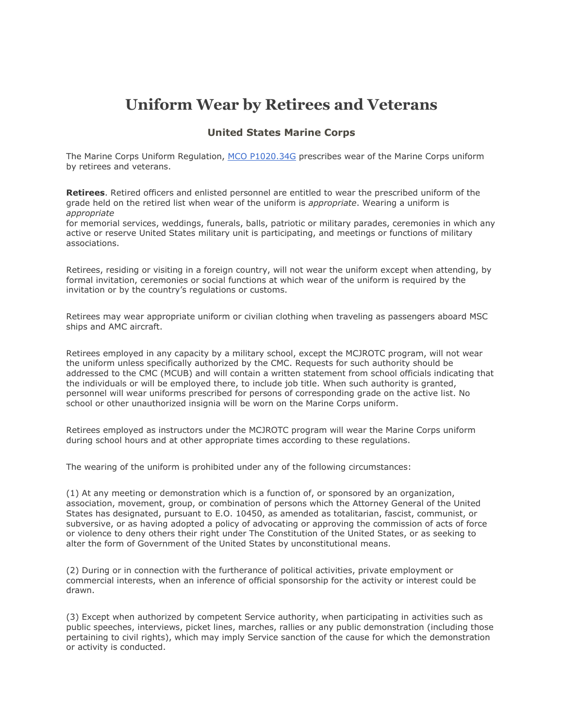# Uniform Wear by Retirees and Veterans

### United States Marine Corps

The Marine Corps Uniform Regulation, [MCO P1020.34G]() prescribes wear of the Marine Corps uniform by retirees and veterans.

**Retirees**. Retired officers and enlisted personnel are entitled to wear the prescribed uniform of the grade held on the retired list when wear of the uniform is *appropriate*. Wearing a uniform is *appropriate* for memorial services, weddings, funerals, balls, patriotic or military parades, ceremonies in which any active or reserve United States military unit is participating, and meetings or functions of military associations.

Retirees, residing or visiting in a foreign country, will not wear the uniform except when attending, by formal invitation, ceremonies or social functions at which wear of the uniform is required by the invitation or by the country's regulations or customs.

Retirees may wear appropriate uniform or civilian clothing when traveling as passengers aboard MSC ships and AMC aircraft.

Retirees employed in any capacity by a military school, except the MCJROTC program, will not wear the uniform unless specifically authorized by the CMC. Requests for such authority should be addressed to the CMC (MCUB) and will contain a written statement from school officials indicating that the individuals or will be employed there, to include job title. When such authority is granted, personnel will wear uniforms prescribed for persons of corresponding grade on the active list. No school or other unauthorized insignia will be worn on the Marine Corps uniform.

Retirees employed as instructors under the MCJROTC program will wear the Marine Corps uniform during school hours and at other appropriate times according to these regulations.

The wearing of the uniform is prohibited under any of the following circumstances:

(1) At any meeting or demonstration which is a function of, or sponsored by an organization, association, movement, group, or combination of persons which the Attorney General of the United States has designated, pursuant to E.O. 10450, as amended as totalitarian, fascist, communist, or subversive, or as having adopted a policy of advocating or approving the commission of acts of force or violence to deny others their right under The Constitution of the United States, or as seeking to alter the form of Government of the United States by unconstitutional means.

(2) During or in connection with the furtherance of political activities, private employment or commercial interests, when an inference of official sponsorship for the activity or interest could be drawn.

(3) Except when authorized by competent Service authority, when participating in activities such as public speeches, interviews, picket lines, marches, rallies or any public demonstration (including those pertaining to civil rights), which may imply Service sanction of the cause for which the demonstration or activity is conducted.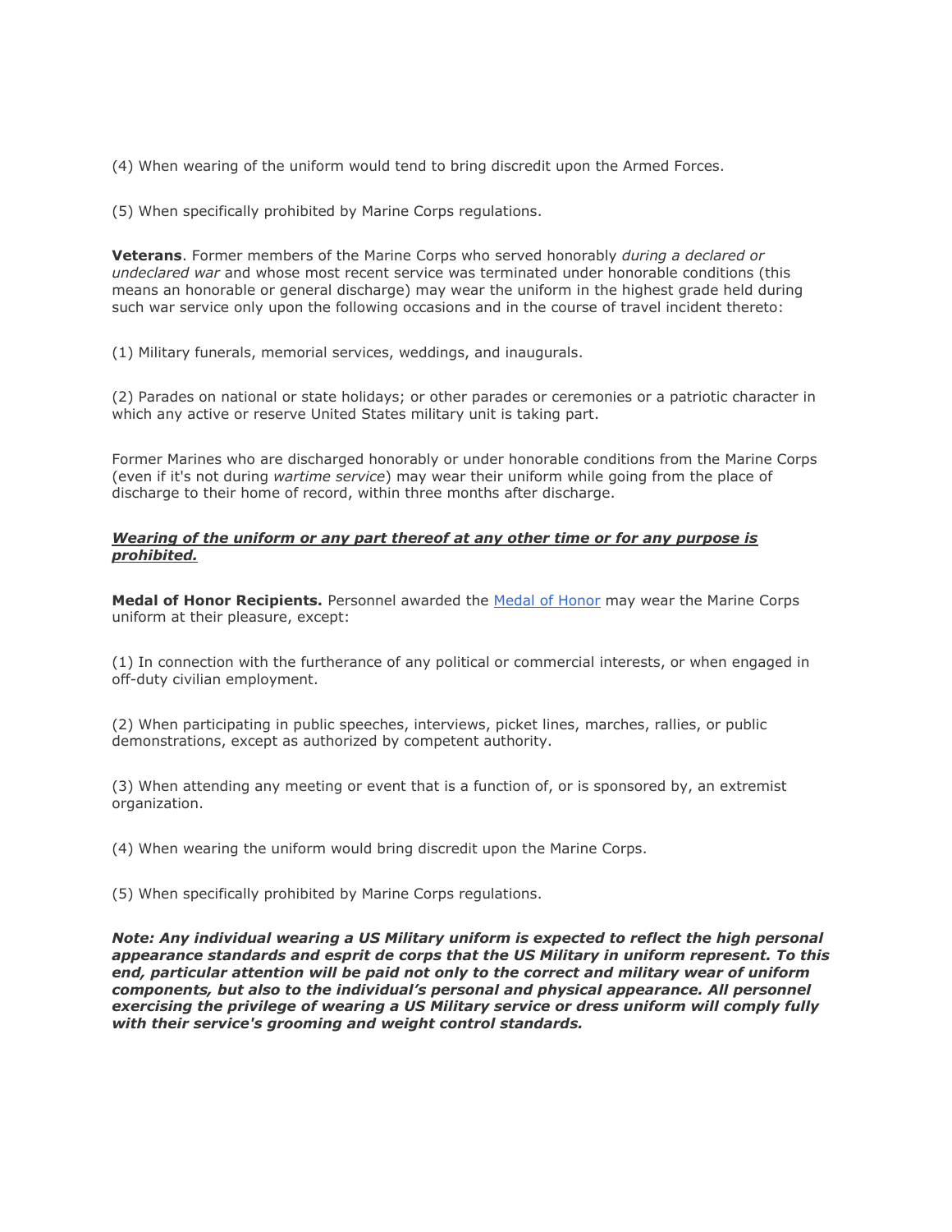(4) When wearing of the uniform would tend to bring discredit upon the Armed Forces.

(5) When specifically prohibited by Marine Corps regulations.

**Veterans**. Former members of the Marine Corps who served honorably *during a declared or undeclared war* and whose most recent service was terminated under honorable conditions (this means an honorable or general discharge) may wear the uniform in the highest grade held during such war service only upon the following occasions and in the course of travel incident thereto:

(1) Military funerals, memorial services, weddings, and inaugurals.

(2) Parades on national or state holidays; or other parades or ceremonies or a patriotic character in which any active or reserve United States military unit is taking part.

Former Marines who are discharged honorably or under honorable conditions from the Marine Corps (even if it's not during *wartime service*) may wear their uniform while going from the place of discharge to their home of record, within three months after discharge.

***<u>Wearing of the uniform or any part thereof at any other time or for any purpose is prohibited.</u>***

**Medal of Honor Recipients.** Personnel awarded the [Medal of Honor] may wear the Marine Corps uniform at their pleasure, except:

(1) In connection with the furtherance of any political or commercial interests, or when engaged in off-duty civilian employment.

(2) When participating in public speeches, interviews, picket lines, marches, rallies, or public demonstrations, except as authorized by competent authority.

(3) When attending any meeting or event that is a function of, or is sponsored by, an extremist organization.

(4) When wearing the uniform would bring discredit upon the Marine Corps.

(5) When specifically prohibited by Marine Corps regulations.

***Note: Any individual wearing a US Military uniform is expected to reflect the high personal appearance standards and esprit de corps that the US Military in uniform represent. To this end, particular attention will be paid not only to the correct and military wear of uniform components, but also to the individual's personal and physical appearance. All personnel exercising the privilege of wearing a US Military service or dress uniform will comply fully with their service's grooming and weight control standards.***